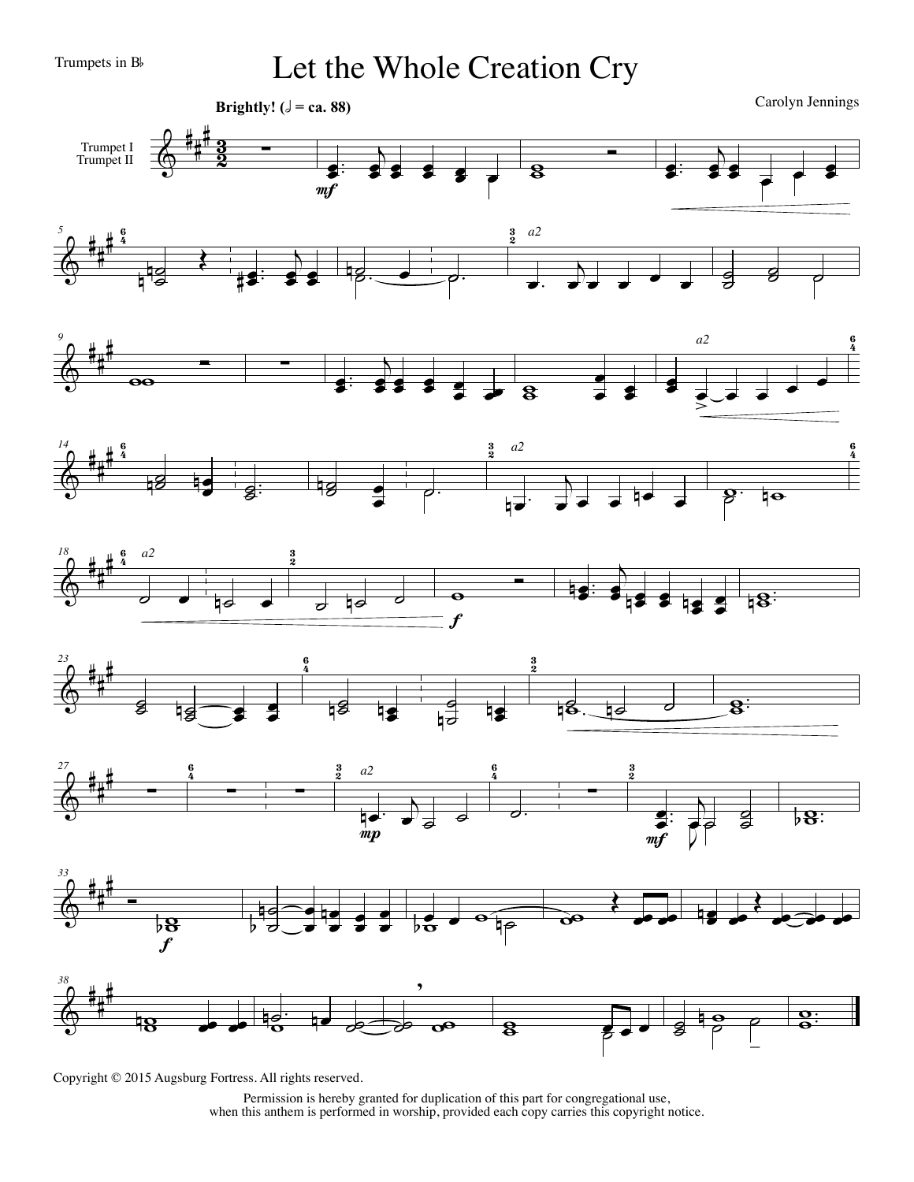Trumpets in B♭

# Let the Whole Creation Cry

Carolyn Jennings

**Brightly!** (𝅗𝅥 = ca. 88)

Trumpet I
Trumpet II

Copyright © 2015 Augsburg Fortress. All rights reserved.

Permission is hereby granted for duplication of this part for congregational use, when this anthem is performed in worship, provided each copy carries this copyright notice.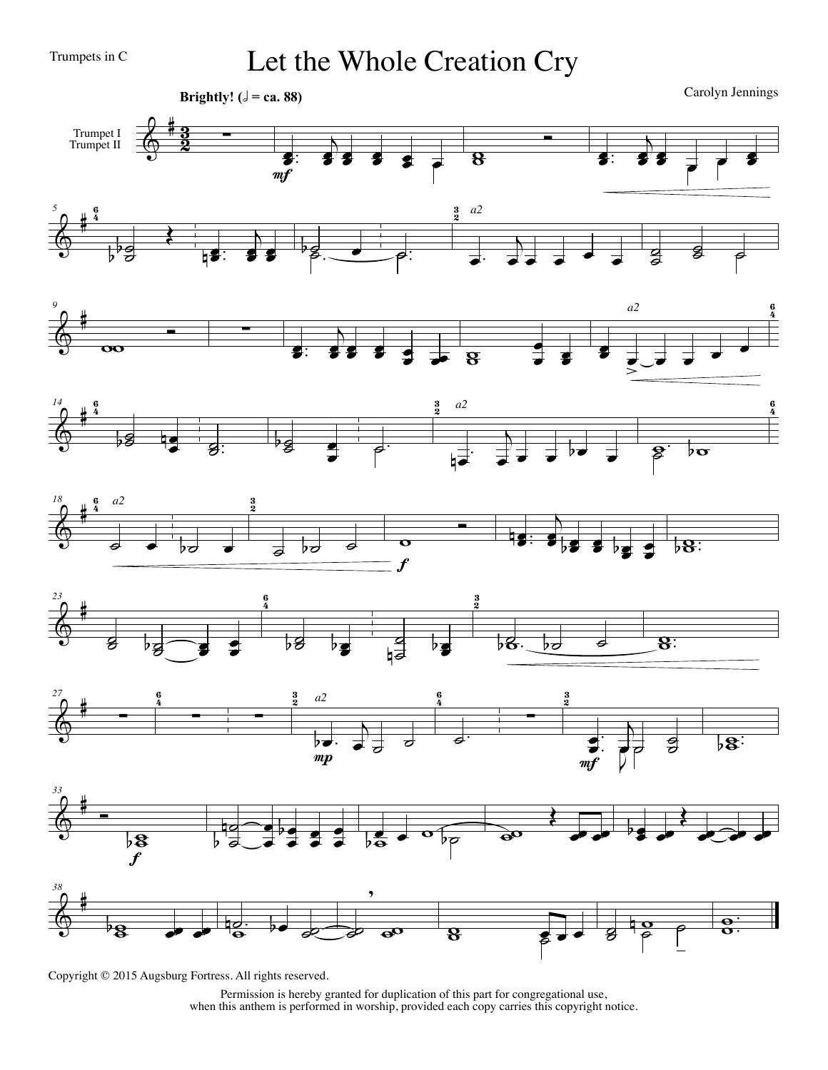Trumpets in C

# Let the Whole Creation Cry

Carolyn Jennings

Copyright © 2015 Augsburg Fortress. All rights reserved.

Permission is hereby granted for duplication of this part for congregational use, when this anthem is performed in worship, provided each copy carries this copyright notice.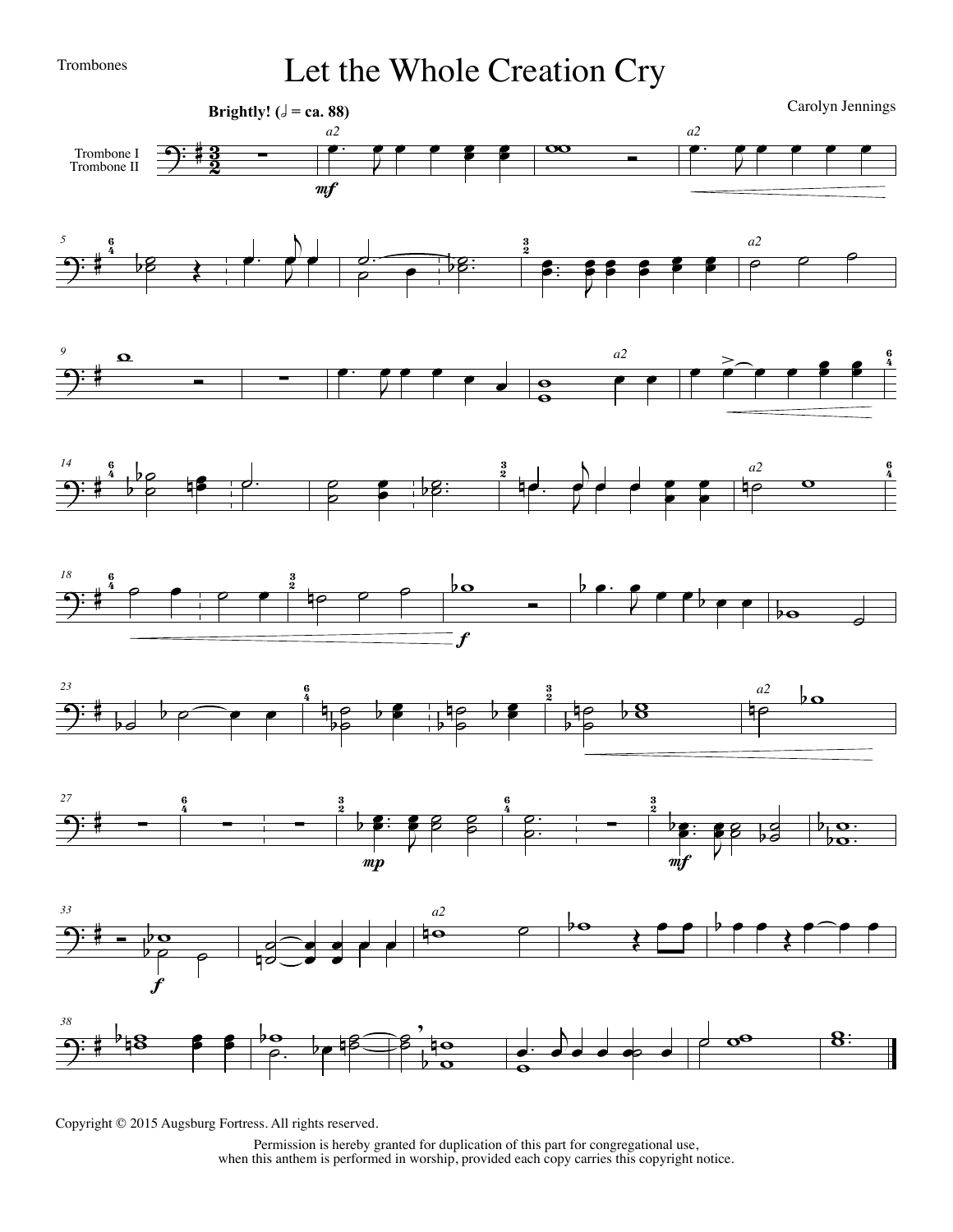Trombones

# Let the Whole Creation Cry

Carolyn Jennings

Copyright © 2015 Augsburg Fortress. All rights reserved.

Permission is hereby granted for duplication of this part for congregational use, when this anthem is performed in worship, provided each copy carries this copyright notice.